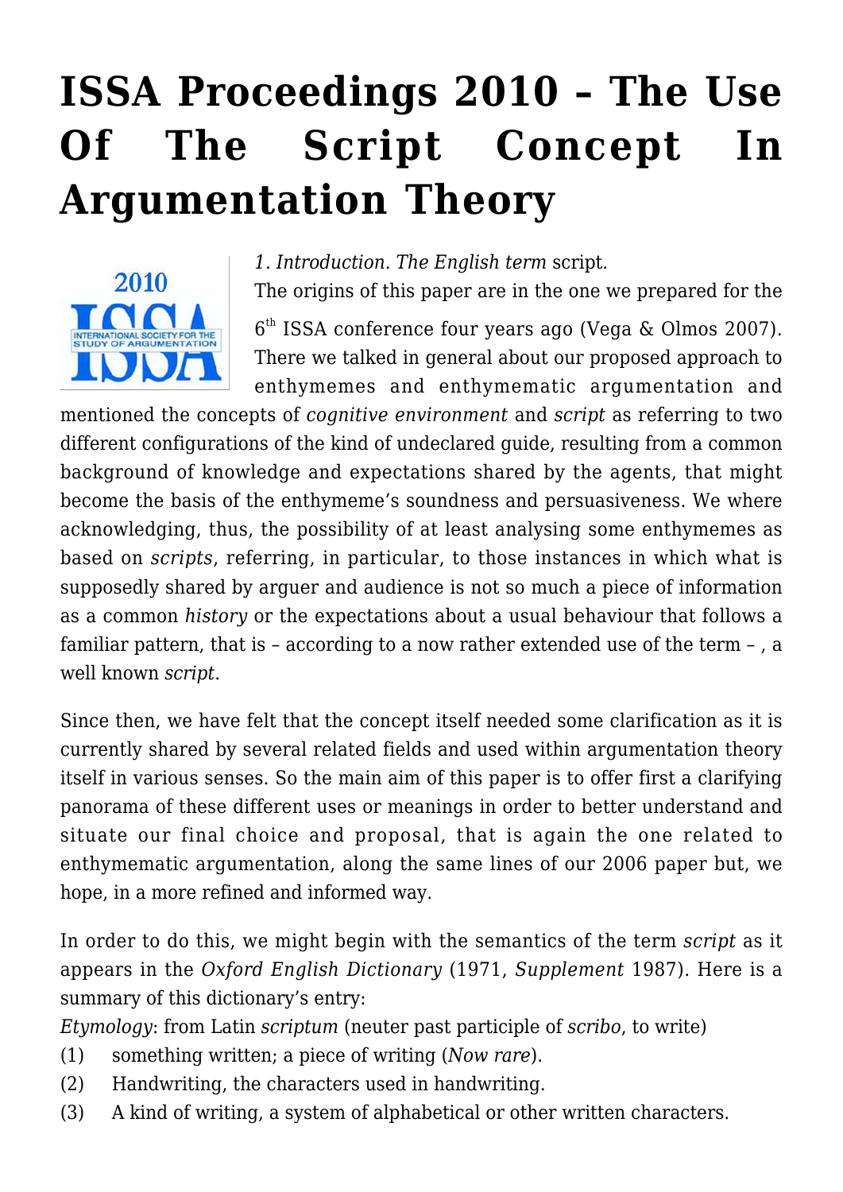# ISSA Proceedings 2010 – The Use Of The Script Concept In Argumentation Theory

*1. Introduction. The English term* script.

The origins of this paper are in the one we prepared for the 6th ISSA conference four years ago (Vega & Olmos 2007). There we talked in general about our proposed approach to enthymemes and enthymematic argumentation and mentioned the concepts of *cognitive environment* and *script* as referring to two different configurations of the kind of undeclared guide, resulting from a common background of knowledge and expectations shared by the agents, that might become the basis of the enthymeme's soundness and persuasiveness. We where acknowledging, thus, the possibility of at least analysing some enthymemes as based on *scripts*, referring, in particular, to those instances in which what is supposedly shared by arguer and audience is not so much a piece of information as a common *history* or the expectations about a usual behaviour that follows a familiar pattern, that is – according to a now rather extended use of the term – , a well known *script*.

Since then, we have felt that the concept itself needed some clarification as it is currently shared by several related fields and used within argumentation theory itself in various senses. So the main aim of this paper is to offer first a clarifying panorama of these different uses or meanings in order to better understand and situate our final choice and proposal, that is again the one related to enthymematic argumentation, along the same lines of our 2006 paper but, we hope, in a more refined and informed way.

In order to do this, we might begin with the semantics of the term *script* as it appears in the *Oxford English Dictionary* (1971, *Supplement* 1987). Here is a summary of this dictionary's entry:

*Etymology*: from Latin *scriptum* (neuter past participle of *scribo*, to write)

(1) something written; a piece of writing (*Now rare*).

(2) Handwriting, the characters used in handwriting.

(3) A kind of writing, a system of alphabetical or other written characters.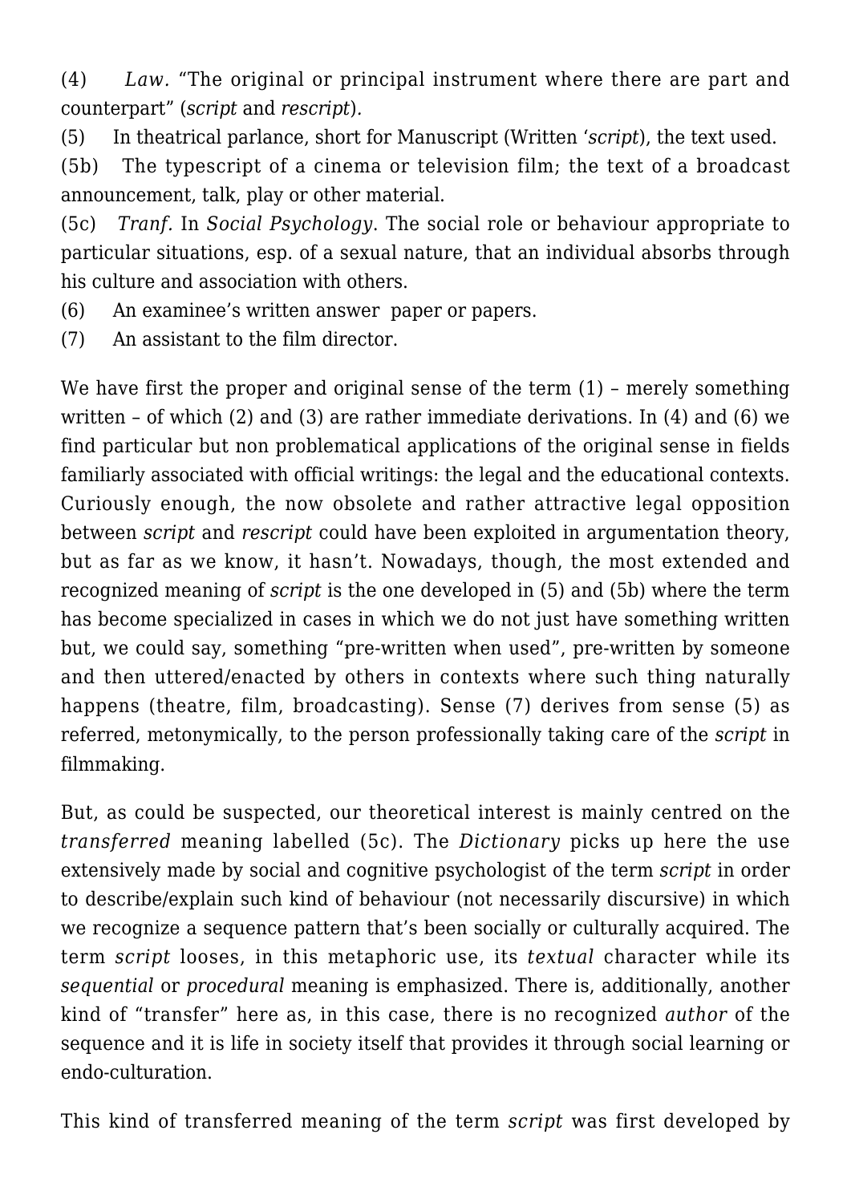(4) *Law*. “The original or principal instrument where there are part and counterpart” (*script* and *rescript*).

(5) In theatrical parlance, short for Manuscript (Written ‘*script*), the text used.

(5b) The typescript of a cinema or television film; the text of a broadcast announcement, talk, play or other material.

(5c) *Tranf.* In *Social Psychology*. The social role or behaviour appropriate to particular situations, esp. of a sexual nature, that an individual absorbs through his culture and association with others.

(6) An examinee’s written answer paper or papers.

(7) An assistant to the film director.

We have first the proper and original sense of the term (1) – merely something written – of which (2) and (3) are rather immediate derivations. In (4) and (6) we find particular but non problematical applications of the original sense in fields familiarly associated with official writings: the legal and the educational contexts. Curiously enough, the now obsolete and rather attractive legal opposition between *script* and *rescript* could have been exploited in argumentation theory, but as far as we know, it hasn’t. Nowadays, though, the most extended and recognized meaning of *script* is the one developed in (5) and (5b) where the term has become specialized in cases in which we do not just have something written but, we could say, something “pre-written when used”, pre-written by someone and then uttered/enacted by others in contexts where such thing naturally happens (theatre, film, broadcasting). Sense (7) derives from sense (5) as referred, metonymically, to the person professionally taking care of the *script* in filmmaking.

But, as could be suspected, our theoretical interest is mainly centred on the *transferred* meaning labelled (5c). The *Dictionary* picks up here the use extensively made by social and cognitive psychologist of the term *script* in order to describe/explain such kind of behaviour (not necessarily discursive) in which we recognize a sequence pattern that’s been socially or culturally acquired. The term *script* looses, in this metaphoric use, its *textual* character while its *sequential* or *procedural* meaning is emphasized. There is, additionally, another kind of “transfer” here as, in this case, there is no recognized *author* of the sequence and it is life in society itself that provides it through social learning or endo-culturation.

This kind of transferred meaning of the term *script* was first developed by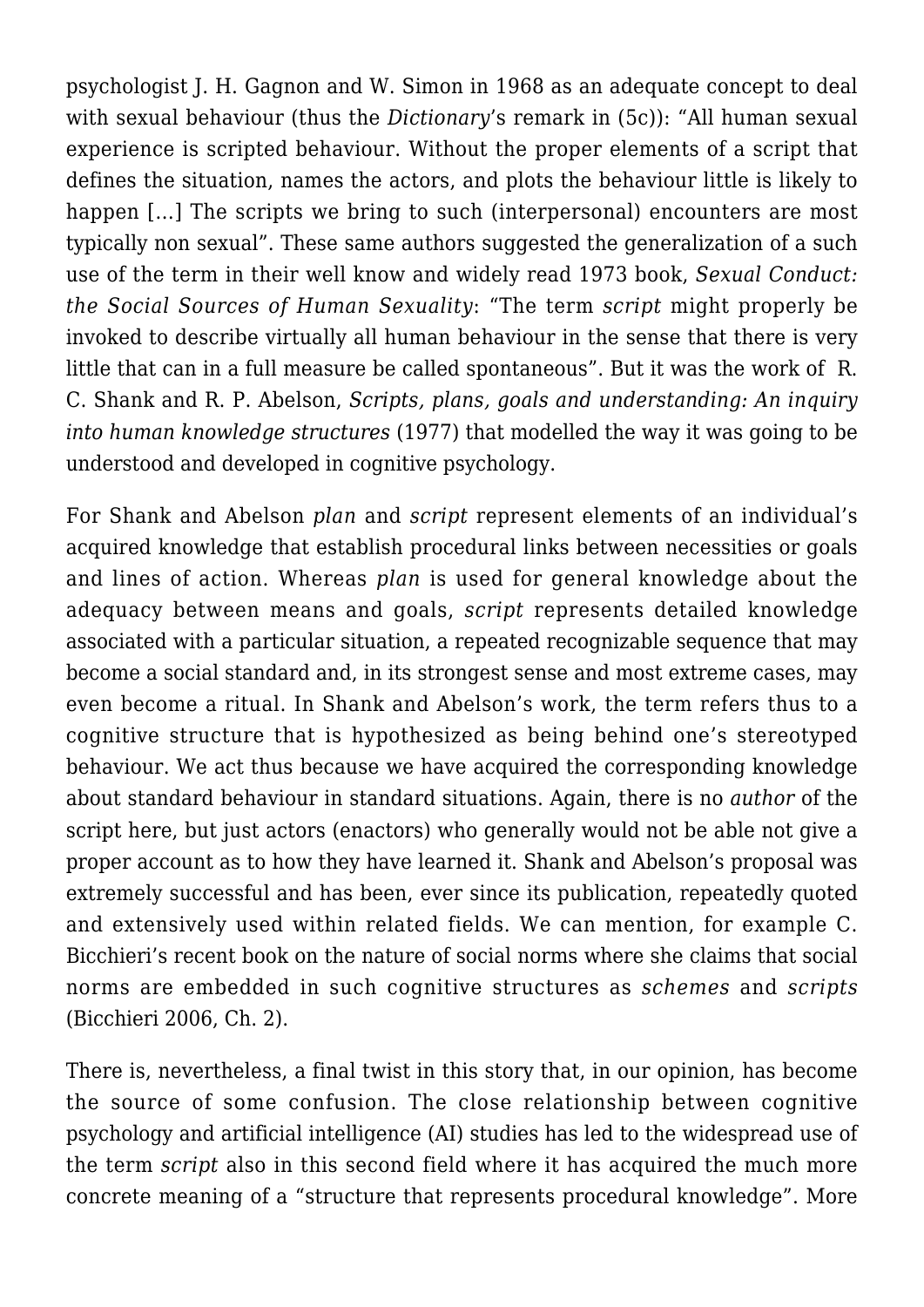psychologist J. H. Gagnon and W. Simon in 1968 as an adequate concept to deal with sexual behaviour (thus the *Dictionary*'s remark in (5c)): "All human sexual experience is scripted behaviour. Without the proper elements of a script that defines the situation, names the actors, and plots the behaviour little is likely to happen […] The scripts we bring to such (interpersonal) encounters are most typically non sexual". These same authors suggested the generalization of a such use of the term in their well know and widely read 1973 book, *Sexual Conduct: the Social Sources of Human Sexuality*: "The term *script* might properly be invoked to describe virtually all human behaviour in the sense that there is very little that can in a full measure be called spontaneous". But it was the work of R. C. Shank and R. P. Abelson, *Scripts, plans, goals and understanding: An inquiry into human knowledge structures* (1977) that modelled the way it was going to be understood and developed in cognitive psychology.

For Shank and Abelson *plan* and *script* represent elements of an individual's acquired knowledge that establish procedural links between necessities or goals and lines of action. Whereas *plan* is used for general knowledge about the adequacy between means and goals, *script* represents detailed knowledge associated with a particular situation, a repeated recognizable sequence that may become a social standard and, in its strongest sense and most extreme cases, may even become a ritual. In Shank and Abelson's work, the term refers thus to a cognitive structure that is hypothesized as being behind one's stereotyped behaviour. We act thus because we have acquired the corresponding knowledge about standard behaviour in standard situations. Again, there is no *author* of the script here, but just actors (enactors) who generally would not be able not give a proper account as to how they have learned it. Shank and Abelson's proposal was extremely successful and has been, ever since its publication, repeatedly quoted and extensively used within related fields. We can mention, for example C. Bicchieri's recent book on the nature of social norms where she claims that social norms are embedded in such cognitive structures as *schemes* and *scripts* (Bicchieri 2006, Ch. 2).

There is, nevertheless, a final twist in this story that, in our opinion, has become the source of some confusion. The close relationship between cognitive psychology and artificial intelligence (AI) studies has led to the widespread use of the term *script* also in this second field where it has acquired the much more concrete meaning of a "structure that represents procedural knowledge". More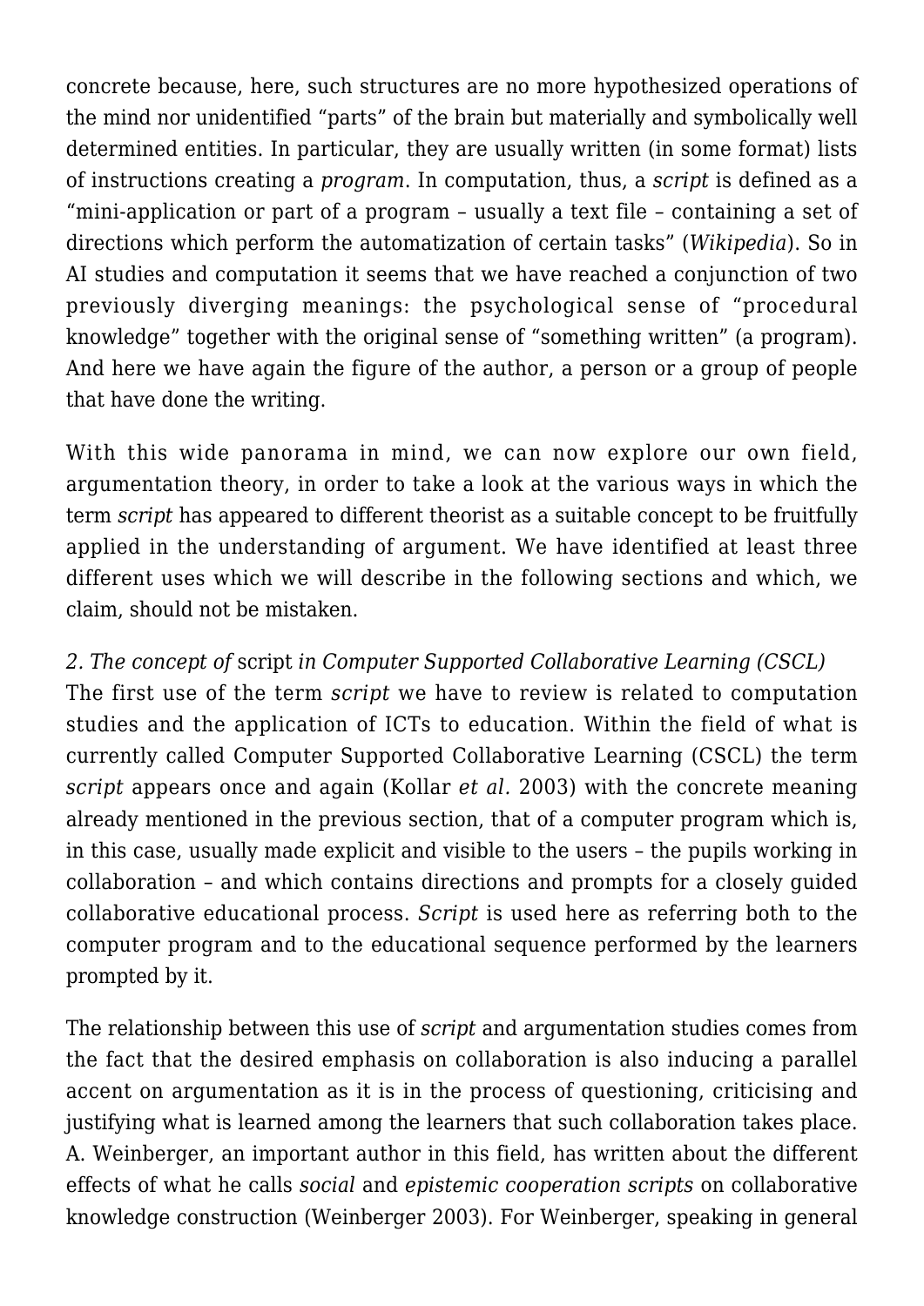concrete because, here, such structures are no more hypothesized operations of the mind nor unidentified "parts" of the brain but materially and symbolically well determined entities. In particular, they are usually written (in some format) lists of instructions creating a *program*. In computation, thus, a *script* is defined as a "mini-application or part of a program – usually a text file – containing a set of directions which perform the automatization of certain tasks" (*Wikipedia*). So in AI studies and computation it seems that we have reached a conjunction of two previously diverging meanings: the psychological sense of "procedural knowledge" together with the original sense of "something written" (a program). And here we have again the figure of the author, a person or a group of people that have done the writing.

With this wide panorama in mind, we can now explore our own field, argumentation theory, in order to take a look at the various ways in which the term *script* has appeared to different theorist as a suitable concept to be fruitfully applied in the understanding of argument. We have identified at least three different uses which we will describe in the following sections and which, we claim, should not be mistaken.

### *2. The concept of* script *in Computer Supported Collaborative Learning (CSCL)*

The first use of the term *script* we have to review is related to computation studies and the application of ICTs to education. Within the field of what is currently called Computer Supported Collaborative Learning (CSCL) the term *script* appears once and again (Kollar *et al.* 2003) with the concrete meaning already mentioned in the previous section, that of a computer program which is, in this case, usually made explicit and visible to the users – the pupils working in collaboration – and which contains directions and prompts for a closely guided collaborative educational process. *Script* is used here as referring both to the computer program and to the educational sequence performed by the learners prompted by it.

The relationship between this use of *script* and argumentation studies comes from the fact that the desired emphasis on collaboration is also inducing a parallel accent on argumentation as it is in the process of questioning, criticising and justifying what is learned among the learners that such collaboration takes place. A. Weinberger, an important author in this field, has written about the different effects of what he calls *social* and *epistemic cooperation scripts* on collaborative knowledge construction (Weinberger 2003). For Weinberger, speaking in general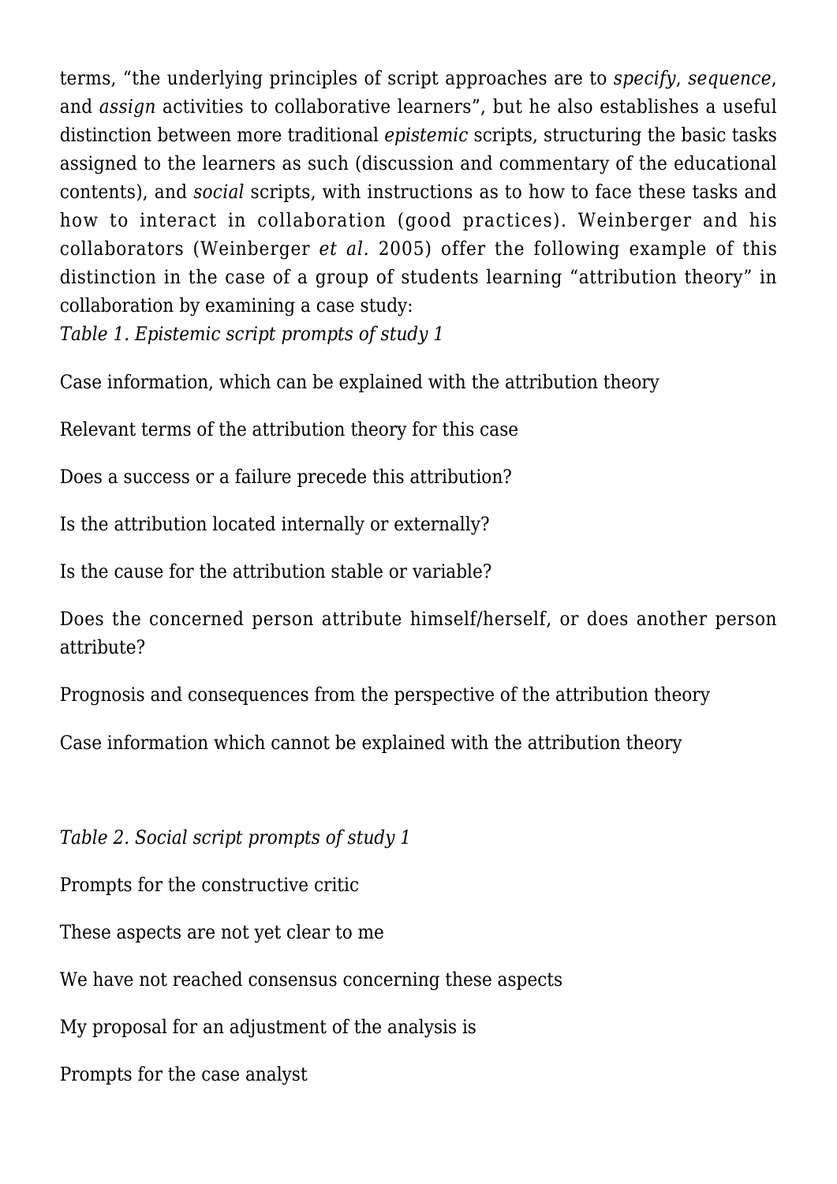terms, "the underlying principles of script approaches are to *specify*, *sequence*, and *assign* activities to collaborative learners", but he also establishes a useful distinction between more traditional *epistemic* scripts, structuring the basic tasks assigned to the learners as such (discussion and commentary of the educational contents), and *social* scripts, with instructions as to how to face these tasks and how to interact in collaboration (good practices). Weinberger and his collaborators (Weinberger *et al.* 2005) offer the following example of this distinction in the case of a group of students learning "attribution theory" in collaboration by examining a case study:

*Table 1. Epistemic script prompts of study 1*

Case information, which can be explained with the attribution theory

Relevant terms of the attribution theory for this case

Does a success or a failure precede this attribution?

Is the attribution located internally or externally?

Is the cause for the attribution stable or variable?

Does the concerned person attribute himself/herself, or does another person attribute?

Prognosis and consequences from the perspective of the attribution theory

Case information which cannot be explained with the attribution theory

*Table 2. Social script prompts of study 1*

Prompts for the constructive critic

These aspects are not yet clear to me

We have not reached consensus concerning these aspects

My proposal for an adjustment of the analysis is

Prompts for the case analyst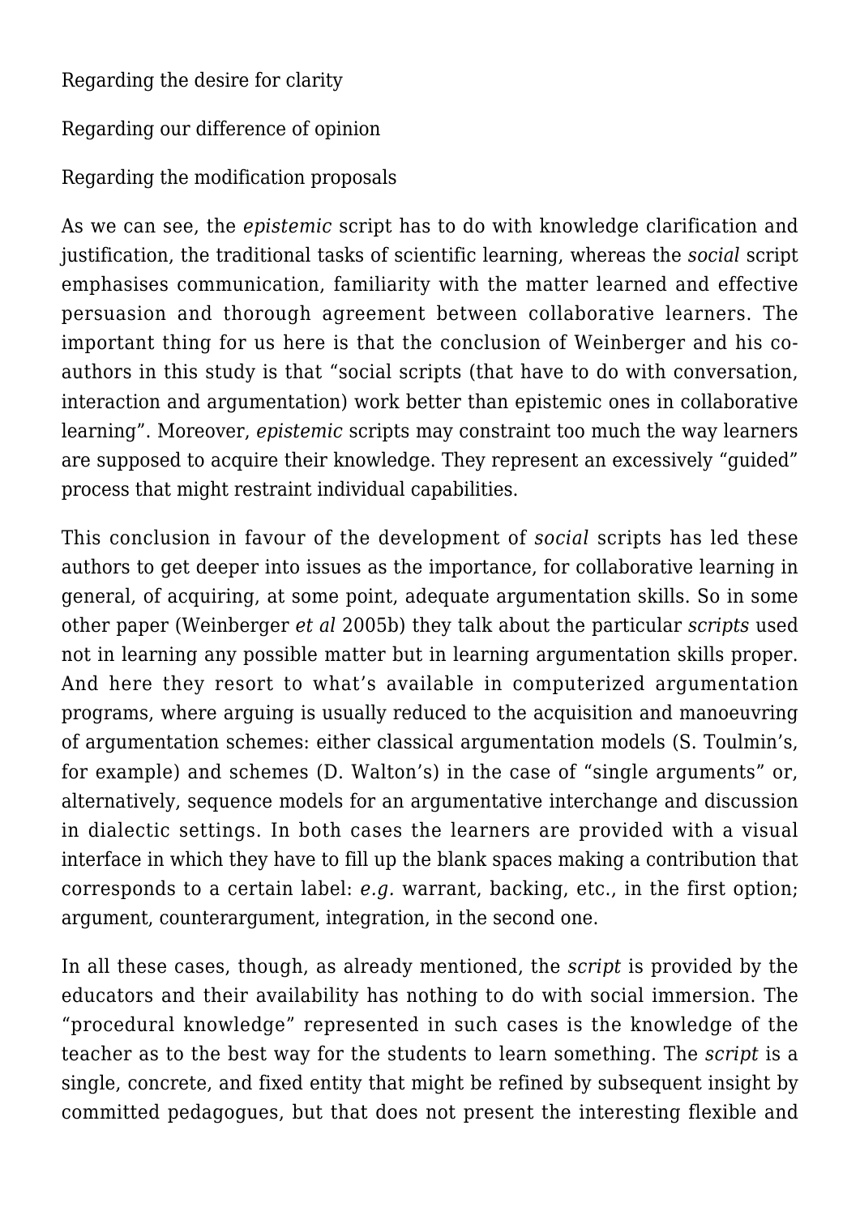Regarding the desire for clarity

Regarding our difference of opinion

Regarding the modification proposals

As we can see, the *epistemic* script has to do with knowledge clarification and justification, the traditional tasks of scientific learning, whereas the *social* script emphasises communication, familiarity with the matter learned and effective persuasion and thorough agreement between collaborative learners. The important thing for us here is that the conclusion of Weinberger and his co-authors in this study is that "social scripts (that have to do with conversation, interaction and argumentation) work better than epistemic ones in collaborative learning". Moreover, *epistemic* scripts may constraint too much the way learners are supposed to acquire their knowledge. They represent an excessively "guided" process that might restraint individual capabilities.

This conclusion in favour of the development of *social* scripts has led these authors to get deeper into issues as the importance, for collaborative learning in general, of acquiring, at some point, adequate argumentation skills. So in some other paper (Weinberger *et al* 2005b) they talk about the particular *scripts* used not in learning any possible matter but in learning argumentation skills proper. And here they resort to what's available in computerized argumentation programs, where arguing is usually reduced to the acquisition and manoeuvring of argumentation schemes: either classical argumentation models (S. Toulmin's, for example) and schemes (D. Walton's) in the case of "single arguments" or, alternatively, sequence models for an argumentative interchange and discussion in dialectic settings. In both cases the learners are provided with a visual interface in which they have to fill up the blank spaces making a contribution that corresponds to a certain label: *e.g.* warrant, backing, etc., in the first option; argument, counterargument, integration, in the second one.

In all these cases, though, as already mentioned, the *script* is provided by the educators and their availability has nothing to do with social immersion. The "procedural knowledge" represented in such cases is the knowledge of the teacher as to the best way for the students to learn something. The *script* is a single, concrete, and fixed entity that might be refined by subsequent insight by committed pedagogues, but that does not present the interesting flexible and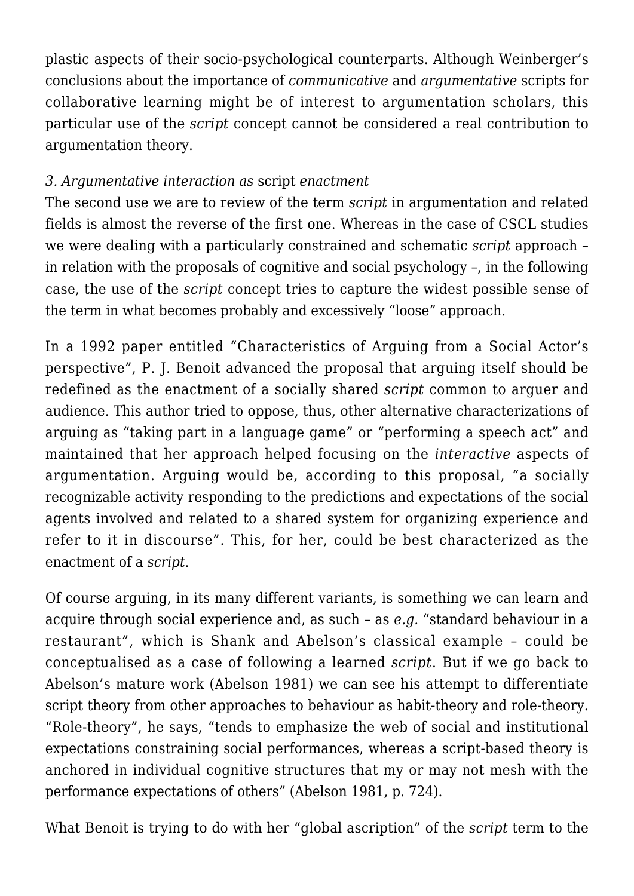plastic aspects of their socio-psychological counterparts. Although Weinberger's conclusions about the importance of *communicative* and *argumentative* scripts for collaborative learning might be of interest to argumentation scholars, this particular use of the *script* concept cannot be considered a real contribution to argumentation theory.

*3. Argumentative interaction as* script *enactment*

The second use we are to review of the term *script* in argumentation and related fields is almost the reverse of the first one. Whereas in the case of CSCL studies we were dealing with a particularly constrained and schematic *script* approach – in relation with the proposals of cognitive and social psychology –, in the following case, the use of the *script* concept tries to capture the widest possible sense of the term in what becomes probably and excessively "loose" approach.

In a 1992 paper entitled "Characteristics of Arguing from a Social Actor's perspective", P. J. Benoit advanced the proposal that arguing itself should be redefined as the enactment of a socially shared *script* common to arguer and audience. This author tried to oppose, thus, other alternative characterizations of arguing as "taking part in a language game" or "performing a speech act" and maintained that her approach helped focusing on the *interactive* aspects of argumentation. Arguing would be, according to this proposal, "a socially recognizable activity responding to the predictions and expectations of the social agents involved and related to a shared system for organizing experience and refer to it in discourse". This, for her, could be best characterized as the enactment of a *script*.

Of course arguing, in its many different variants, is something we can learn and acquire through social experience and, as such – as *e.g.* "standard behaviour in a restaurant", which is Shank and Abelson's classical example – could be conceptualised as a case of following a learned *script*. But if we go back to Abelson's mature work (Abelson 1981) we can see his attempt to differentiate script theory from other approaches to behaviour as habit-theory and role-theory. "Role-theory", he says, "tends to emphasize the web of social and institutional expectations constraining social performances, whereas a script-based theory is anchored in individual cognitive structures that my or may not mesh with the performance expectations of others" (Abelson 1981, p. 724).

What Benoit is trying to do with her "global ascription" of the *script* term to the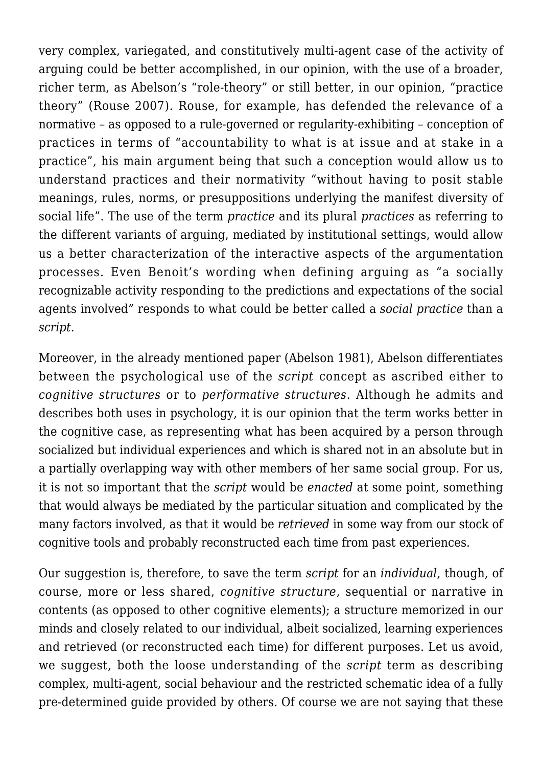very complex, variegated, and constitutively multi-agent case of the activity of arguing could be better accomplished, in our opinion, with the use of a broader, richer term, as Abelson's "role-theory" or still better, in our opinion, "practice theory" (Rouse 2007). Rouse, for example, has defended the relevance of a normative – as opposed to a rule-governed or regularity-exhibiting – conception of practices in terms of "accountability to what is at issue and at stake in a practice", his main argument being that such a conception would allow us to understand practices and their normativity "without having to posit stable meanings, rules, norms, or presuppositions underlying the manifest diversity of social life". The use of the term *practice* and its plural *practices* as referring to the different variants of arguing, mediated by institutional settings, would allow us a better characterization of the interactive aspects of the argumentation processes. Even Benoit's wording when defining arguing as "a socially recognizable activity responding to the predictions and expectations of the social agents involved" responds to what could be better called a *social practice* than a *script*.

Moreover, in the already mentioned paper (Abelson 1981), Abelson differentiates between the psychological use of the *script* concept as ascribed either to *cognitive structures* or to *performative structures*. Although he admits and describes both uses in psychology, it is our opinion that the term works better in the cognitive case, as representing what has been acquired by a person through socialized but individual experiences and which is shared not in an absolute but in a partially overlapping way with other members of her same social group. For us, it is not so important that the *script* would be *enacted* at some point, something that would always be mediated by the particular situation and complicated by the many factors involved, as that it would be *retrieved* in some way from our stock of cognitive tools and probably reconstructed each time from past experiences.

Our suggestion is, therefore, to save the term *script* for an *individual*, though, of course, more or less shared, *cognitive structure*, sequential or narrative in contents (as opposed to other cognitive elements); a structure memorized in our minds and closely related to our individual, albeit socialized, learning experiences and retrieved (or reconstructed each time) for different purposes. Let us avoid, we suggest, both the loose understanding of the *script* term as describing complex, multi-agent, social behaviour and the restricted schematic idea of a fully pre-determined guide provided by others. Of course we are not saying that these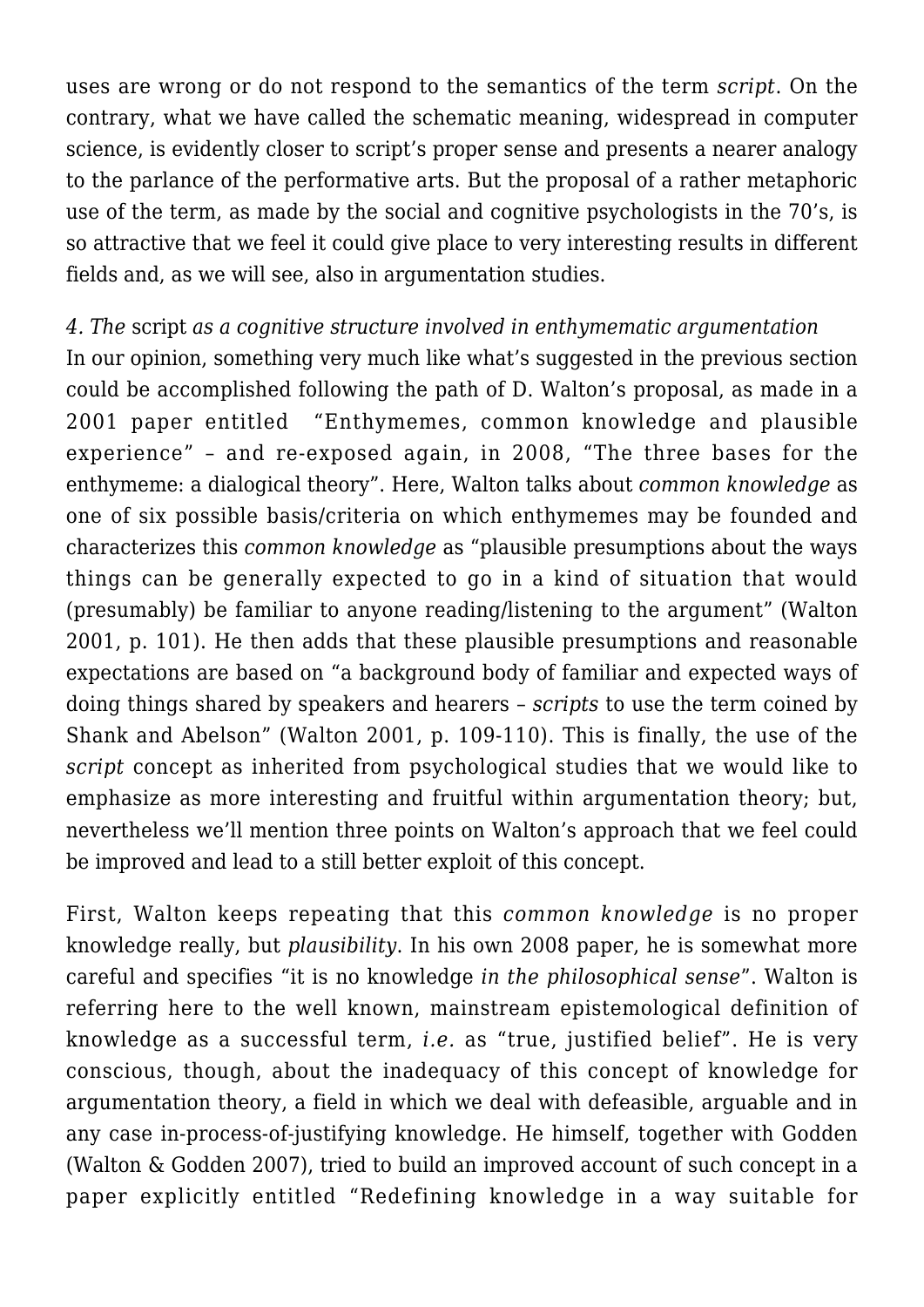uses are wrong or do not respond to the semantics of the term *script*. On the contrary, what we have called the schematic meaning, widespread in computer science, is evidently closer to script's proper sense and presents a nearer analogy to the parlance of the performative arts. But the proposal of a rather metaphoric use of the term, as made by the social and cognitive psychologists in the 70's, is so attractive that we feel it could give place to very interesting results in different fields and, as we will see, also in argumentation studies.

### *4. The* script *as a cognitive structure involved in enthymematic argumentation*

In our opinion, something very much like what's suggested in the previous section could be accomplished following the path of D. Walton's proposal, as made in a 2001 paper entitled "Enthymemes, common knowledge and plausible experience" – and re-exposed again, in 2008, "The three bases for the enthymeme: a dialogical theory". Here, Walton talks about *common knowledge* as one of six possible basis/criteria on which enthymemes may be founded and characterizes this *common knowledge* as "plausible presumptions about the ways things can be generally expected to go in a kind of situation that would (presumably) be familiar to anyone reading/listening to the argument" (Walton 2001, p. 101). He then adds that these plausible presumptions and reasonable expectations are based on "a background body of familiar and expected ways of doing things shared by speakers and hearers – *scripts* to use the term coined by Shank and Abelson" (Walton 2001, p. 109-110). This is finally, the use of the *script* concept as inherited from psychological studies that we would like to emphasize as more interesting and fruitful within argumentation theory; but, nevertheless we'll mention three points on Walton's approach that we feel could be improved and lead to a still better exploit of this concept.

First, Walton keeps repeating that this *common knowledge* is no proper knowledge really, but *plausibility*. In his own 2008 paper, he is somewhat more careful and specifies "it is no knowledge *in the philosophical sense*". Walton is referring here to the well known, mainstream epistemological definition of knowledge as a successful term, *i.e.* as "true, justified belief". He is very conscious, though, about the inadequacy of this concept of knowledge for argumentation theory, a field in which we deal with defeasible, arguable and in any case in-process-of-justifying knowledge. He himself, together with Godden (Walton & Godden 2007), tried to build an improved account of such concept in a paper explicitly entitled "Redefining knowledge in a way suitable for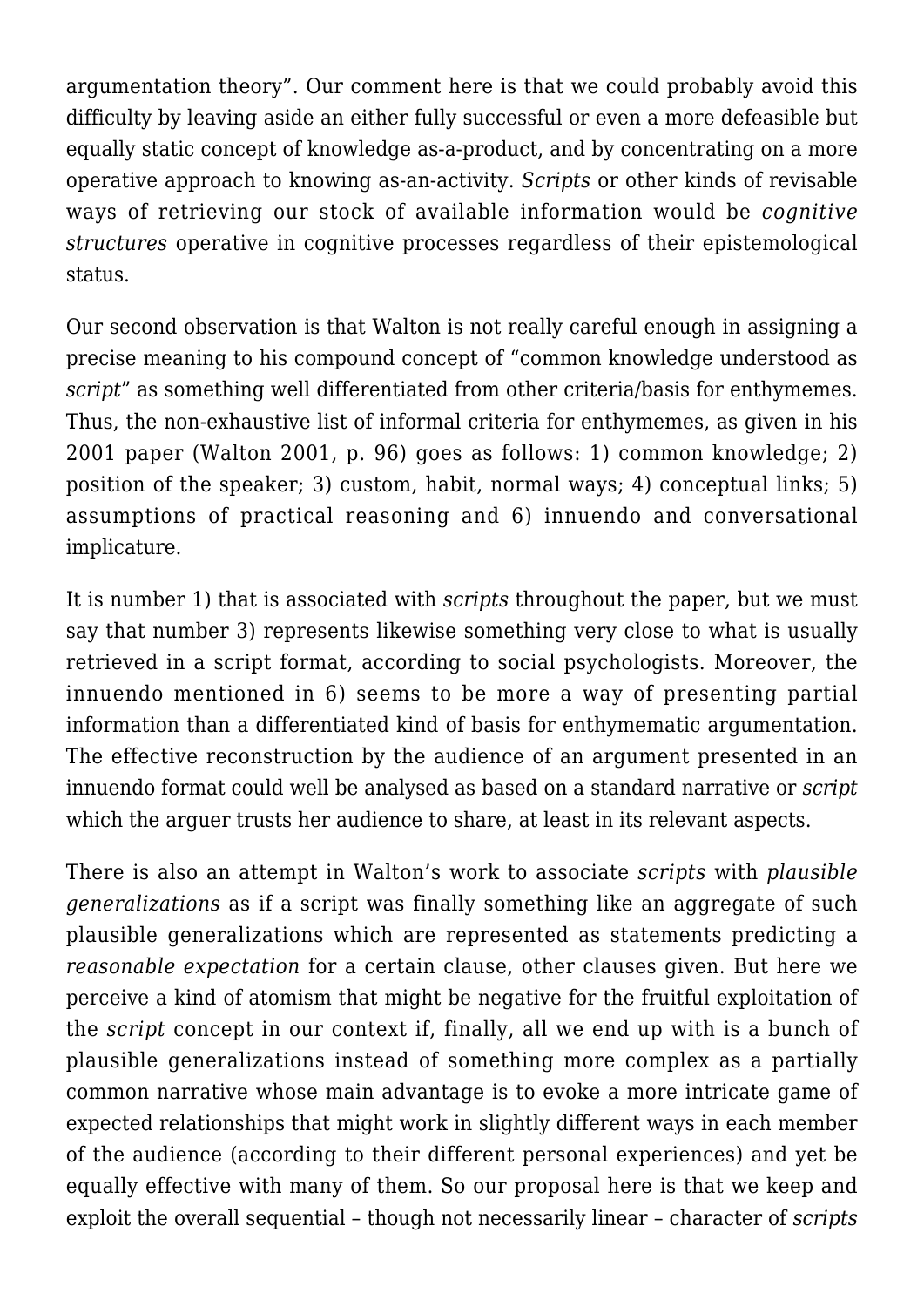argumentation theory". Our comment here is that we could probably avoid this difficulty by leaving aside an either fully successful or even a more defeasible but equally static concept of knowledge as-a-product, and by concentrating on a more operative approach to knowing as-an-activity. *Scripts* or other kinds of revisable ways of retrieving our stock of available information would be *cognitive structures* operative in cognitive processes regardless of their epistemological status.

Our second observation is that Walton is not really careful enough in assigning a precise meaning to his compound concept of "common knowledge understood as *script*" as something well differentiated from other criteria/basis for enthymemes. Thus, the non-exhaustive list of informal criteria for enthymemes, as given in his 2001 paper (Walton 2001, p. 96) goes as follows: 1) common knowledge; 2) position of the speaker; 3) custom, habit, normal ways; 4) conceptual links; 5) assumptions of practical reasoning and 6) innuendo and conversational implicature.

It is number 1) that is associated with *scripts* throughout the paper, but we must say that number 3) represents likewise something very close to what is usually retrieved in a script format, according to social psychologists. Moreover, the innuendo mentioned in 6) seems to be more a way of presenting partial information than a differentiated kind of basis for enthymematic argumentation. The effective reconstruction by the audience of an argument presented in an innuendo format could well be analysed as based on a standard narrative or *script* which the arguer trusts her audience to share, at least in its relevant aspects.

There is also an attempt in Walton's work to associate *scripts* with *plausible generalizations* as if a script was finally something like an aggregate of such plausible generalizations which are represented as statements predicting a *reasonable expectation* for a certain clause, other clauses given. But here we perceive a kind of atomism that might be negative for the fruitful exploitation of the *script* concept in our context if, finally, all we end up with is a bunch of plausible generalizations instead of something more complex as a partially common narrative whose main advantage is to evoke a more intricate game of expected relationships that might work in slightly different ways in each member of the audience (according to their different personal experiences) and yet be equally effective with many of them. So our proposal here is that we keep and exploit the overall sequential – though not necessarily linear – character of *scripts*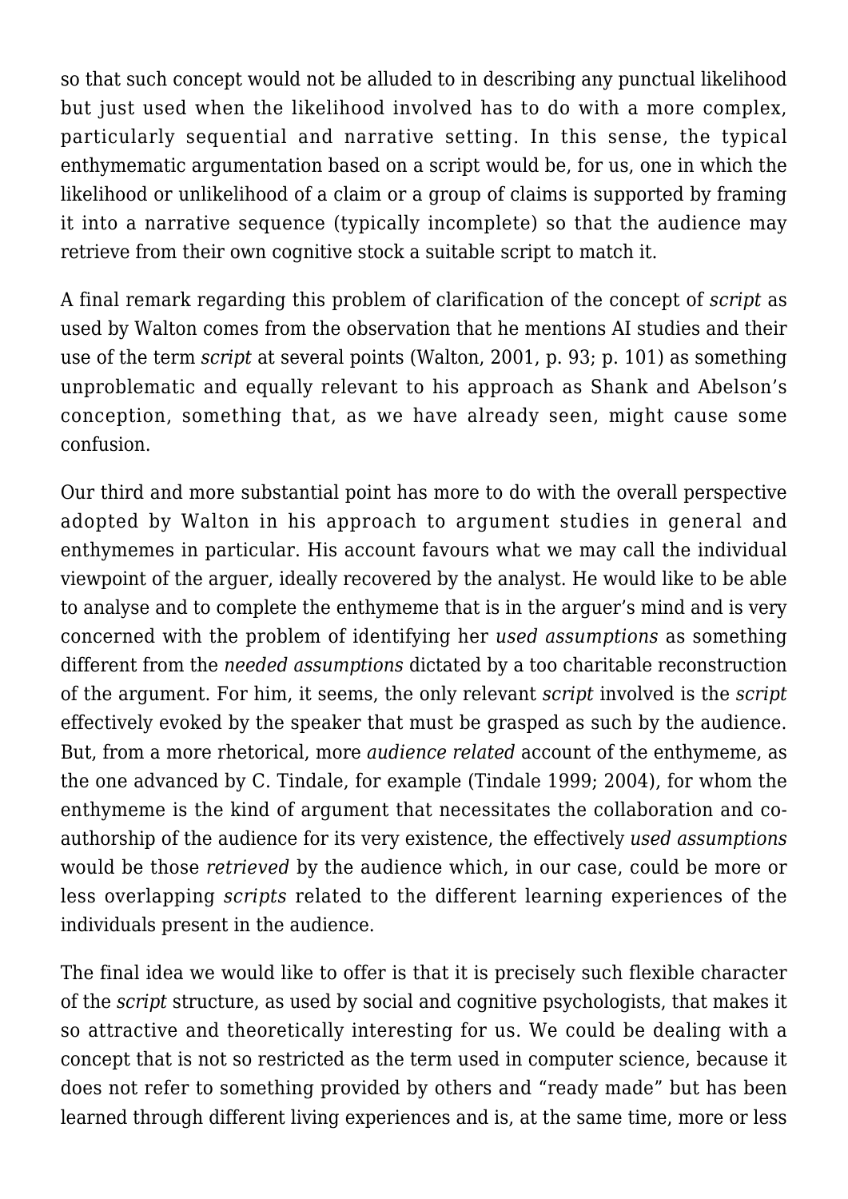so that such concept would not be alluded to in describing any punctual likelihood but just used when the likelihood involved has to do with a more complex, particularly sequential and narrative setting. In this sense, the typical enthymematic argumentation based on a script would be, for us, one in which the likelihood or unlikelihood of a claim or a group of claims is supported by framing it into a narrative sequence (typically incomplete) so that the audience may retrieve from their own cognitive stock a suitable script to match it.

A final remark regarding this problem of clarification of the concept of *script* as used by Walton comes from the observation that he mentions AI studies and their use of the term *script* at several points (Walton, 2001, p. 93; p. 101) as something unproblematic and equally relevant to his approach as Shank and Abelson's conception, something that, as we have already seen, might cause some confusion.

Our third and more substantial point has more to do with the overall perspective adopted by Walton in his approach to argument studies in general and enthymemes in particular. His account favours what we may call the individual viewpoint of the arguer, ideally recovered by the analyst. He would like to be able to analyse and to complete the enthymeme that is in the arguer's mind and is very concerned with the problem of identifying her *used assumptions* as something different from the *needed assumptions* dictated by a too charitable reconstruction of the argument. For him, it seems, the only relevant *script* involved is the *script* effectively evoked by the speaker that must be grasped as such by the audience. But, from a more rhetorical, more *audience related* account of the enthymeme, as the one advanced by C. Tindale, for example (Tindale 1999; 2004), for whom the enthymeme is the kind of argument that necessitates the collaboration and co-authorship of the audience for its very existence, the effectively *used assumptions* would be those *retrieved* by the audience which, in our case, could be more or less overlapping *scripts* related to the different learning experiences of the individuals present in the audience.

The final idea we would like to offer is that it is precisely such flexible character of the *script* structure, as used by social and cognitive psychologists, that makes it so attractive and theoretically interesting for us. We could be dealing with a concept that is not so restricted as the term used in computer science, because it does not refer to something provided by others and "ready made" but has been learned through different living experiences and is, at the same time, more or less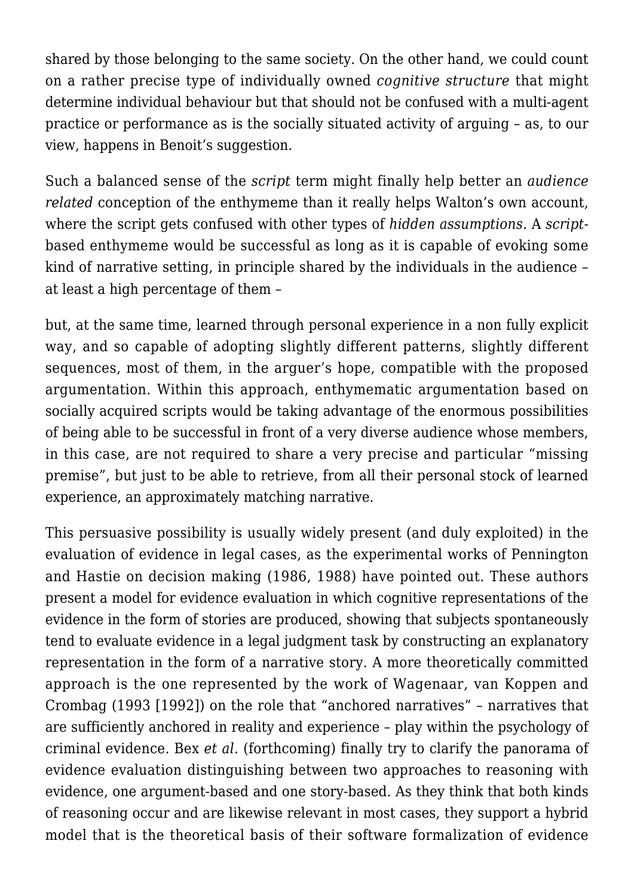shared by those belonging to the same society. On the other hand, we could count on a rather precise type of individually owned *cognitive structure* that might determine individual behaviour but that should not be confused with a multi-agent practice or performance as is the socially situated activity of arguing – as, to our view, happens in Benoit's suggestion.

Such a balanced sense of the *script* term might finally help better an *audience related* conception of the enthymeme than it really helps Walton's own account, where the script gets confused with other types of *hidden assumptions*. A *script*-based enthymeme would be successful as long as it is capable of evoking some kind of narrative setting, in principle shared by the individuals in the audience – at least a high percentage of them –

but, at the same time, learned through personal experience in a non fully explicit way, and so capable of adopting slightly different patterns, slightly different sequences, most of them, in the arguer's hope, compatible with the proposed argumentation. Within this approach, enthymematic argumentation based on socially acquired scripts would be taking advantage of the enormous possibilities of being able to be successful in front of a very diverse audience whose members, in this case, are not required to share a very precise and particular "missing premise", but just to be able to retrieve, from all their personal stock of learned experience, an approximately matching narrative.

This persuasive possibility is usually widely present (and duly exploited) in the evaluation of evidence in legal cases, as the experimental works of Pennington and Hastie on decision making (1986, 1988) have pointed out. These authors present a model for evidence evaluation in which cognitive representations of the evidence in the form of stories are produced, showing that subjects spontaneously tend to evaluate evidence in a legal judgment task by constructing an explanatory representation in the form of a narrative story. A more theoretically committed approach is the one represented by the work of Wagenaar, van Koppen and Crombag (1993 [1992]) on the role that "anchored narratives" – narratives that are sufficiently anchored in reality and experience – play within the psychology of criminal evidence. Bex *et al.* (forthcoming) finally try to clarify the panorama of evidence evaluation distinguishing between two approaches to reasoning with evidence, one argument-based and one story-based. As they think that both kinds of reasoning occur and are likewise relevant in most cases, they support a hybrid model that is the theoretical basis of their software formalization of evidence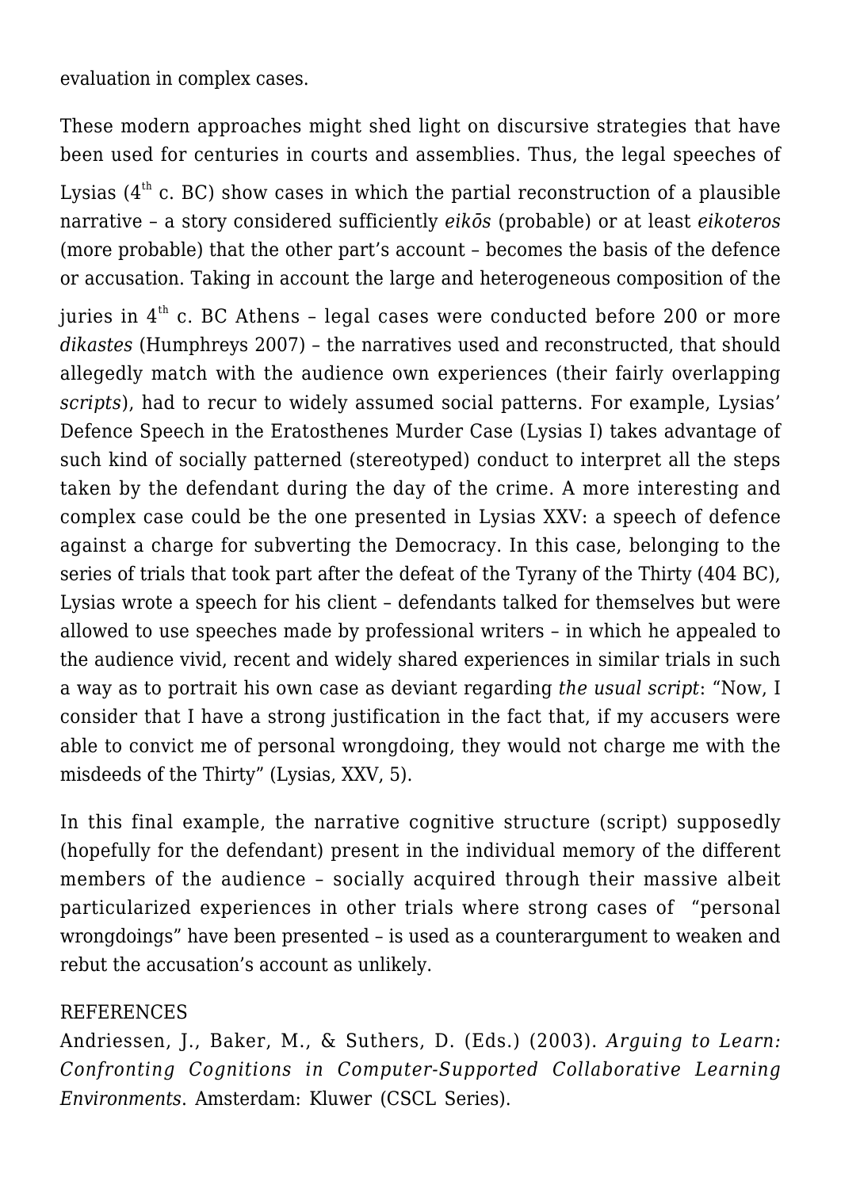evaluation in complex cases.

These modern approaches might shed light on discursive strategies that have been used for centuries in courts and assemblies. Thus, the legal speeches of Lysias (4$^{th}$ c. BC) show cases in which the partial reconstruction of a plausible narrative – a story considered sufficiently *eikōs* (probable) or at least *eikoteros* (more probable) that the other part's account – becomes the basis of the defence or accusation. Taking in account the large and heterogeneous composition of the juries in 4$^{th}$ c. BC Athens – legal cases were conducted before 200 or more *dikastes* (Humphreys 2007) – the narratives used and reconstructed, that should allegedly match with the audience own experiences (their fairly overlapping *scripts*), had to recur to widely assumed social patterns. For example, Lysias' Defence Speech in the Eratosthenes Murder Case (Lysias I) takes advantage of such kind of socially patterned (stereotyped) conduct to interpret all the steps taken by the defendant during the day of the crime. A more interesting and complex case could be the one presented in Lysias XXV: a speech of defence against a charge for subverting the Democracy. In this case, belonging to the series of trials that took part after the defeat of the Tyrany of the Thirty (404 BC), Lysias wrote a speech for his client – defendants talked for themselves but were allowed to use speeches made by professional writers – in which he appealed to the audience vivid, recent and widely shared experiences in similar trials in such a way as to portrait his own case as deviant regarding *the usual script*: "Now, I consider that I have a strong justification in the fact that, if my accusers were able to convict me of personal wrongdoing, they would not charge me with the misdeeds of the Thirty" (Lysias, XXV, 5).

In this final example, the narrative cognitive structure (script) supposedly (hopefully for the defendant) present in the individual memory of the different members of the audience – socially acquired through their massive albeit particularized experiences in other trials where strong cases of "personal wrongdoings" have been presented – is used as a counterargument to weaken and rebut the accusation's account as unlikely.

## REFERENCES

Andriessen, J., Baker, M., & Suthers, D. (Eds.) (2003). *Arguing to Learn: Confronting Cognitions in Computer-Supported Collaborative Learning Environments*. Amsterdam: Kluwer (CSCL Series).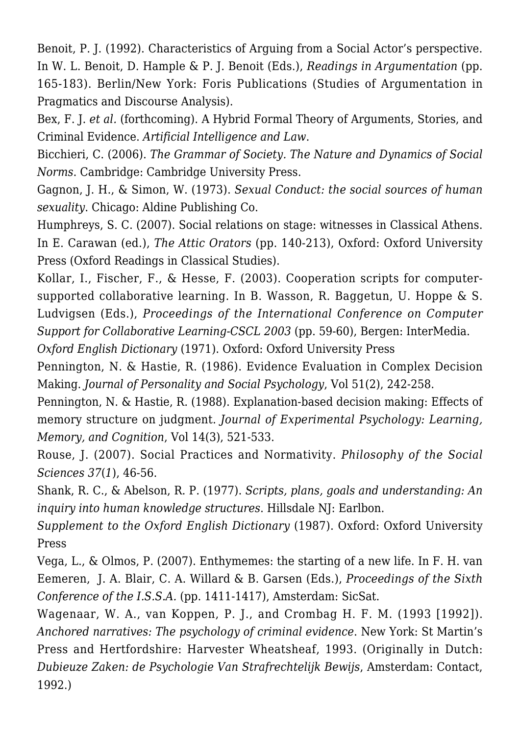Benoit, P. J. (1992). Characteristics of Arguing from a Social Actor's perspective. In W. L. Benoit, D. Hample & P. J. Benoit (Eds.), *Readings in Argumentation* (pp. 165-183). Berlin/New York: Foris Publications (Studies of Argumentation in Pragmatics and Discourse Analysis).

Bex, F. J. *et al.* (forthcoming). A Hybrid Formal Theory of Arguments, Stories, and Criminal Evidence. *Artificial Intelligence and Law*.

Bicchieri, C. (2006). *The Grammar of Society. The Nature and Dynamics of Social Norms*. Cambridge: Cambridge University Press.

Gagnon, J. H., & Simon, W. (1973). *Sexual Conduct: the social sources of human sexuality*. Chicago: Aldine Publishing Co.

Humphreys, S. C. (2007). Social relations on stage: witnesses in Classical Athens. In E. Carawan (ed.), *The Attic Orators* (pp. 140-213), Oxford: Oxford University Press (Oxford Readings in Classical Studies).

Kollar, I., Fischer, F., & Hesse, F. (2003). Cooperation scripts for computer-supported collaborative learning. In B. Wasson, R. Baggetun, U. Hoppe & S. Ludvigsen (Eds.), *Proceedings of the International Conference on Computer Support for Collaborative Learning-CSCL 2003* (pp. 59-60), Bergen: InterMedia.

*Oxford English Dictionary* (1971). Oxford: Oxford University Press

Pennington, N. & Hastie, R. (1986). Evidence Evaluation in Complex Decision Making. *Journal of Personality and Social Psychology*, Vol 51(2), 242-258.

Pennington, N. & Hastie, R. (1988). Explanation-based decision making: Effects of memory structure on judgment. *Journal of Experimental Psychology: Learning, Memory, and Cognition*, Vol 14(3), 521-533.

Rouse, J. (2007). Social Practices and Normativity. *Philosophy of the Social Sciences 37*(*1*), 46-56.

Shank, R. C., & Abelson, R. P. (1977). *Scripts, plans, goals and understanding: An inquiry into human knowledge structures*. Hillsdale NJ: Earlbon.

*Supplement to the Oxford English Dictionary* (1987). Oxford: Oxford University Press

Vega, L., & Olmos, P. (2007). Enthymemes: the starting of a new life. In F. H. van Eemeren, J. A. Blair, C. A. Willard & B. Garsen (Eds.), *Proceedings of the Sixth Conference of the I.S.S.A.* (pp. 1411-1417), Amsterdam: SicSat.

Wagenaar, W. A., van Koppen, P. J., and Crombag H. F. M. (1993 [1992]). *Anchored narratives: The psychology of criminal evidence*. New York: St Martin's Press and Hertfordshire: Harvester Wheatsheaf, 1993. (Originally in Dutch: *Dubieuze Zaken: de Psychologie Van Strafrechtelijk Bewijs*, Amsterdam: Contact, 1992.)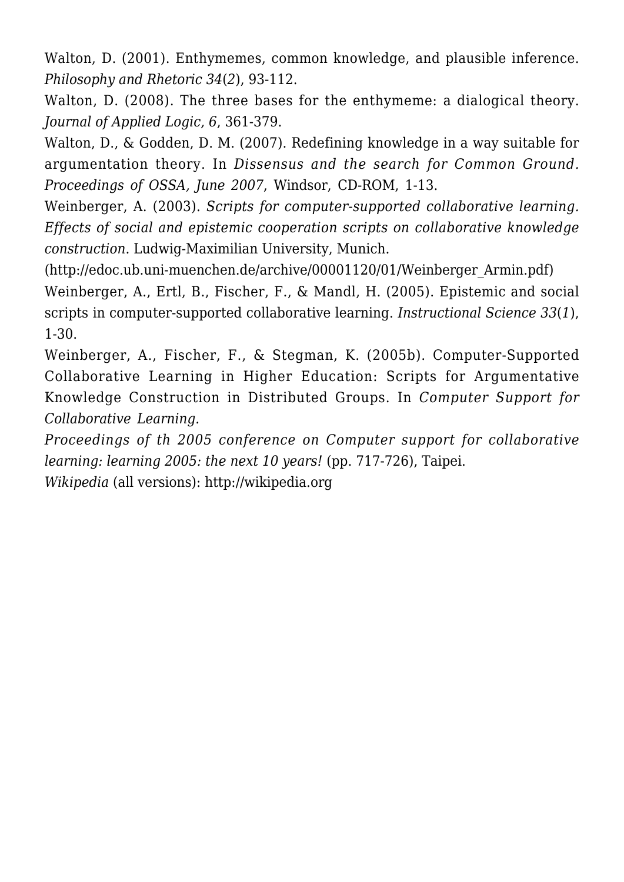Walton, D. (2001). Enthymemes, common knowledge, and plausible inference. *Philosophy and Rhetoric 34*(*2*), 93-112.

Walton, D. (2008). The three bases for the enthymeme: a dialogical theory. *Journal of Applied Logic, 6*, 361-379.

Walton, D., & Godden, D. M. (2007). Redefining knowledge in a way suitable for argumentation theory. In *Dissensus and the search for Common Ground. Proceedings of OSSA, June 2007*, Windsor, CD-ROM, 1-13.

Weinberger, A. (2003). *Scripts for computer-supported collaborative learning. Effects of social and epistemic cooperation scripts on collaborative knowledge construction*. Ludwig-Maximilian University, Munich.
(http://edoc.ub.uni-muenchen.de/archive/00001120/01/Weinberger_Armin.pdf)

Weinberger, A., Ertl, B., Fischer, F., & Mandl, H. (2005). Epistemic and social scripts in computer-supported collaborative learning. *Instructional Science 33*(*1*), 1-30.

Weinberger, A., Fischer, F., & Stegman, K. (2005b). Computer-Supported Collaborative Learning in Higher Education: Scripts for Argumentative Knowledge Construction in Distributed Groups. In *Computer Support for Collaborative Learning.*
*Proceedings of th 2005 conference on Computer support for collaborative learning: learning 2005: the next 10 years!* (pp. 717-726), Taipei.

*Wikipedia* (all versions): http://wikipedia.org